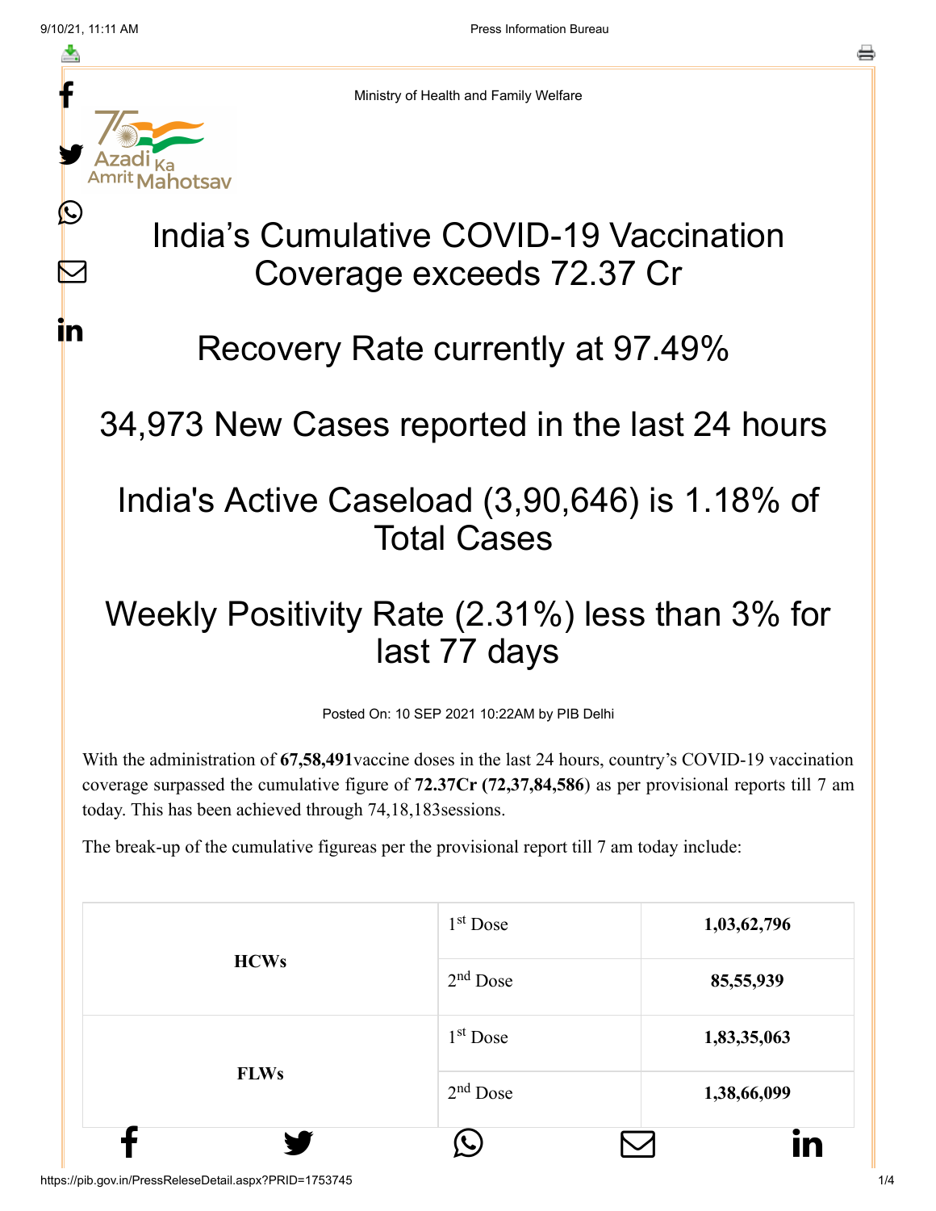Ministry of Health and Family Welfare

# India's Cumulative COVID-19 Vaccination Coverage exceeds 72.37 Cr

# Recovery Rate currently at 97.49%

# 34,973 New Cases reported in the last 24 hours

# India's Active Caseload (3,90,646) is 1.18% of Total Cases

# Weekly Positivity Rate (2.31%) less than 3% for last 77 days

Posted On: 10 SEP 2021 10:22AM by PIB Delhi

With the administration of **67,58,491**vaccine doses in the last 24 hours, country's COVID-19 vaccination coverage surpassed the cumulative figure of **72.37Cr (72,37,84,586**) as per provisional reports till 7 am today. This has been achieved through 74,18,183sessions.

The break-up of the cumulative figureas per the provisional report till 7 am today include:

| | | |
|---|---|---|
| **HCWs** | 1st Dose | **1,03,62,796** |
| | 2nd Dose | **85,55,939** |
| **FLWs** | 1st Dose | **1,83,35,063** |
| | 2nd Dose | **1,38,66,099** |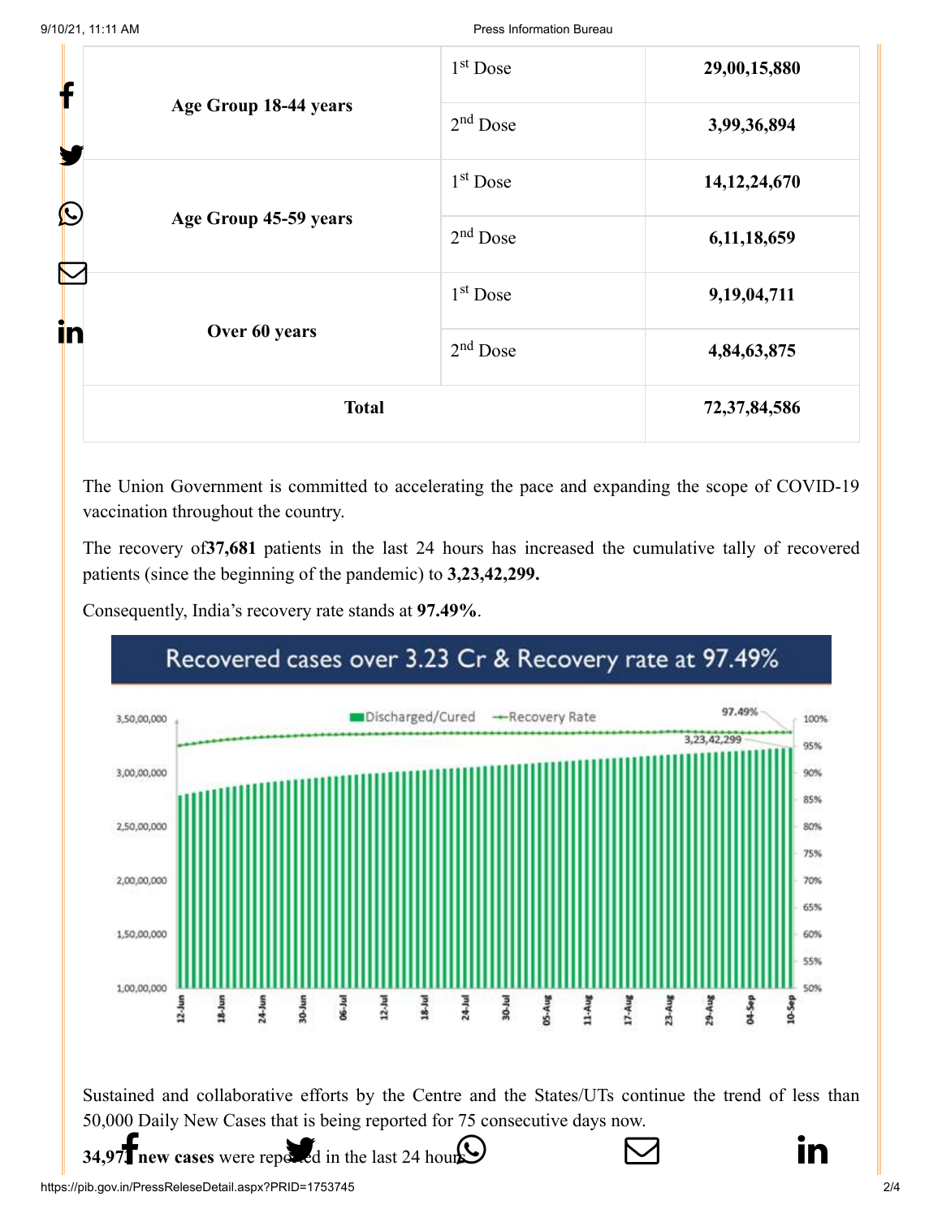| Age Group 18-44 years | 1st Dose | 29,00,15,880 |
|---|---|---|
| | 2nd Dose | 3,99,36,894 |
| Age Group 45-59 years | 1st Dose | 14,12,24,670 |
| | 2nd Dose | 6,11,18,659 |
| Over 60 years | 1st Dose | 9,19,04,711 |
| | 2nd Dose | 4,84,63,875 |
| **Total** | | **72,37,84,586** |

The Union Government is committed to accelerating the pace and expanding the scope of COVID-19 vaccination throughout the country.

The recovery of **37,681** patients in the last 24 hours has increased the cumulative tally of recovered patients (since the beginning of the pandemic) to **3,23,42,299.**

Consequently, India's recovery rate stands at **97.49%**.

Sustained and collaborative efforts by the Centre and the States/UTs continue the trend of less than 50,000 Daily New Cases that is being reported for 75 consecutive days now.

**34,973 new cases** were reported in the last 24 hours.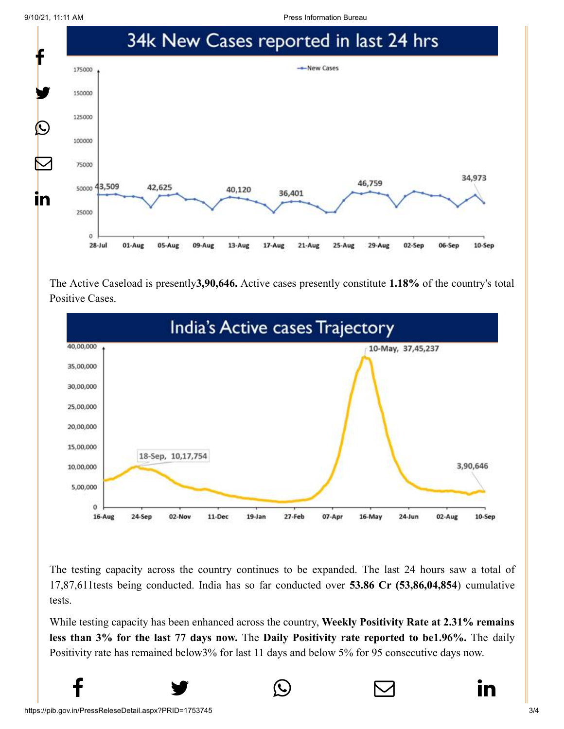## 34k New Cases reported in last 24 hrs

The Active Caseload is presently**3,90,646.** Active cases presently constitute **1.18%** of the country's total Positive Cases.

## India's Active cases Trajectory

The testing capacity across the country continues to be expanded. The last 24 hours saw a total of 17,87,611tests being conducted. India has so far conducted over **53.86 Cr (53,86,04,854**) cumulative tests.

While testing capacity has been enhanced across the country, **Weekly Positivity Rate at 2.31% remains less than 3% for the last 77 days now.** The **Daily Positivity rate reported to be1.96%.** The daily Positivity rate has remained below3% for last 11 days and below 5% for 95 consecutive days now.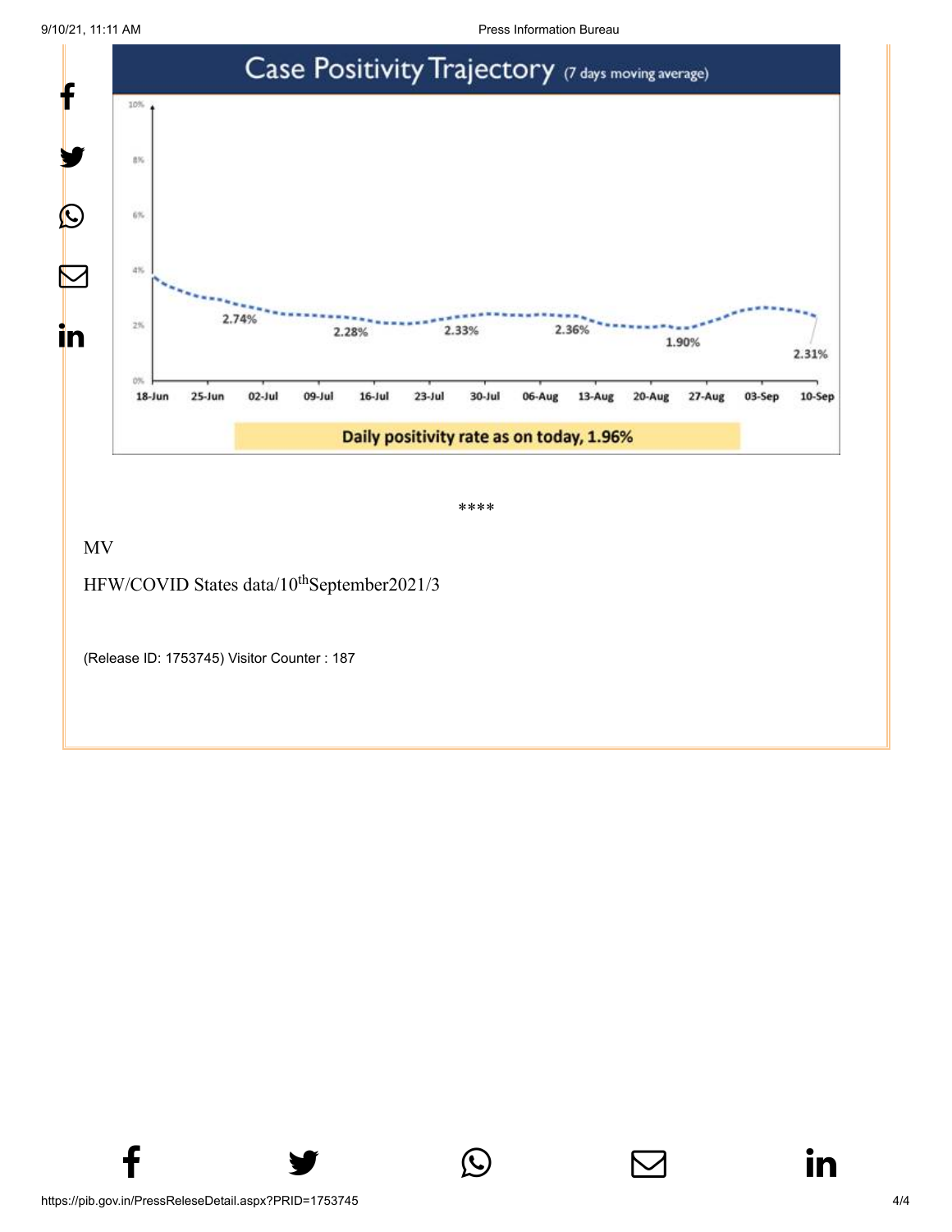Case Positivity Trajectory (7 days moving average)

10%
8%
6%
4%
2%
0%

2.74%
2.28%
2.33%
2.36%
1.90%
2.31%

18-Jun 25-Jun 02-Jul 09-Jul 16-Jul 23-Jul 30-Jul 06-Aug 13-Aug 20-Aug 27-Aug 03-Sep 10-Sep

Daily positivity rate as on today, 1.96%

****

MV

HFW/COVID States data/10th September2021/3

(Release ID: 1753745) Visitor Counter : 187